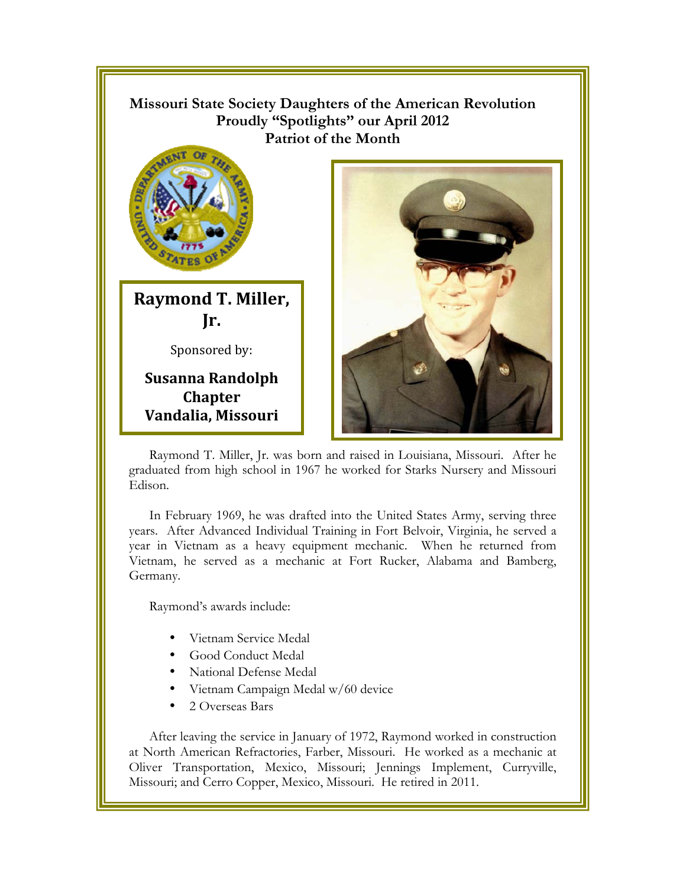**Missouri State Society Daughters of the American Revolution**
**Proudly "Spotlights" our April 2012**
**Patriot of the Month**

## Raymond T. Miller, Jr.

Sponsored by:

**Susanna Randolph Chapter**
**Vandalia, Missouri**

Raymond T. Miller, Jr. was born and raised in Louisiana, Missouri. After he graduated from high school in 1967 he worked for Starks Nursery and Missouri Edison.

In February 1969, he was drafted into the United States Army, serving three years. After Advanced Individual Training in Fort Belvoir, Virginia, he served a year in Vietnam as a heavy equipment mechanic. When he returned from Vietnam, he served as a mechanic at Fort Rucker, Alabama and Bamberg, Germany.

Raymond's awards include:

- Vietnam Service Medal
- Good Conduct Medal
- National Defense Medal
- Vietnam Campaign Medal w/60 device
- 2 Overseas Bars

After leaving the service in January of 1972, Raymond worked in construction at North American Refractories, Farber, Missouri. He worked as a mechanic at Oliver Transportation, Mexico, Missouri; Jennings Implement, Curryville, Missouri; and Cerro Copper, Mexico, Missouri. He retired in 2011.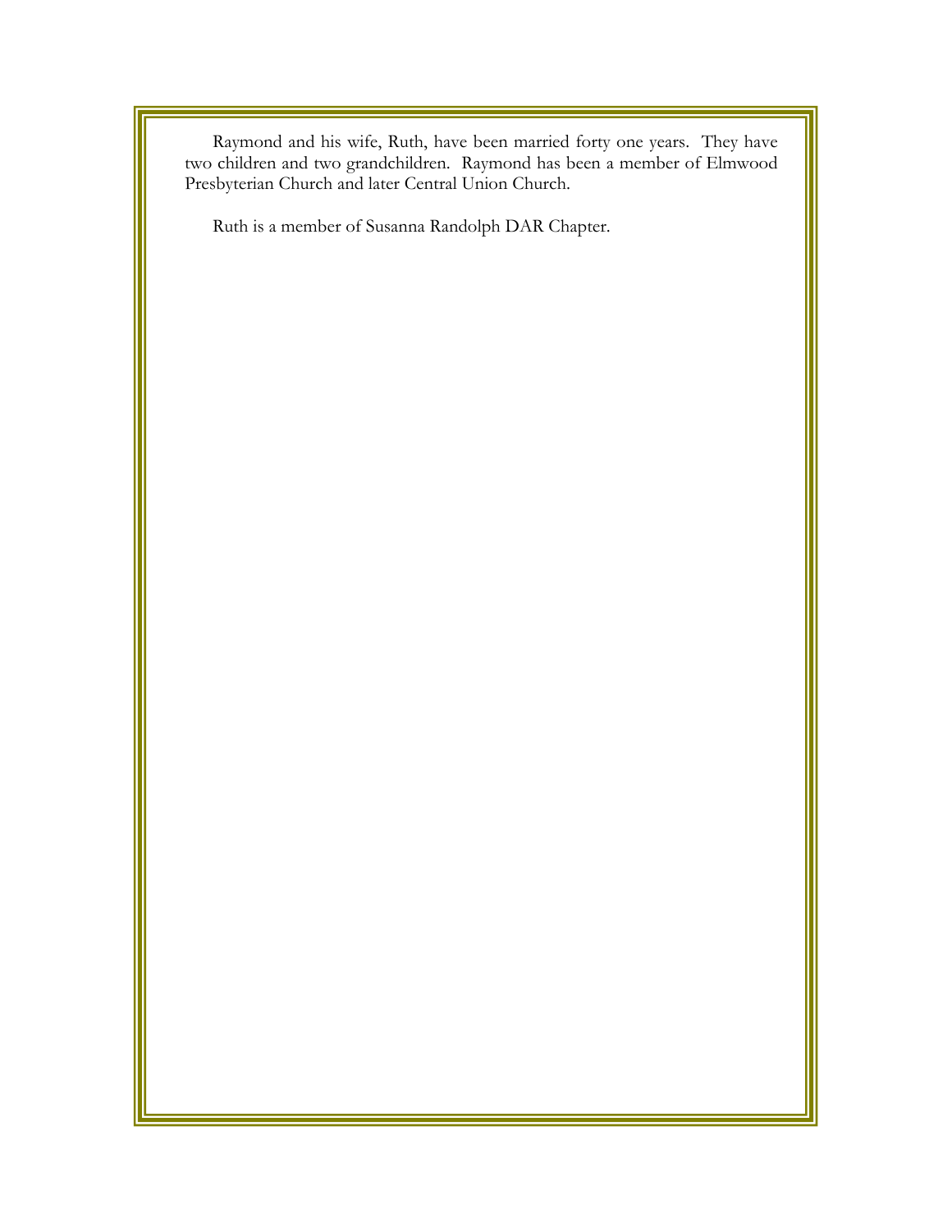Raymond and his wife, Ruth, have been married forty one years. They have two children and two grandchildren. Raymond has been a member of Elmwood Presbyterian Church and later Central Union Church.

Ruth is a member of Susanna Randolph DAR Chapter.